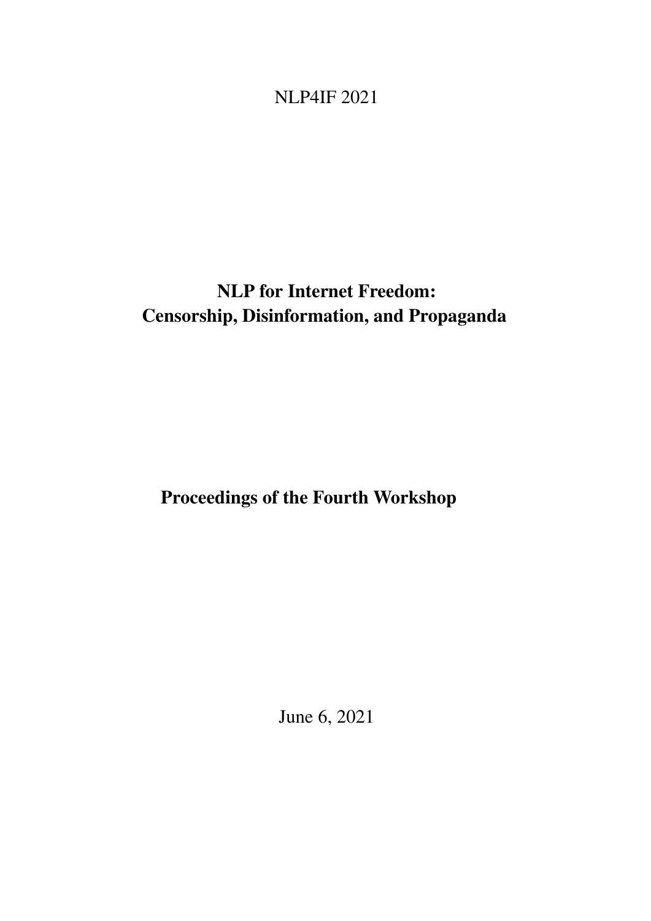NLP4IF 2021

# NLP for Internet Freedom: Censorship, Disinformation, and Propaganda

## Proceedings of the Fourth Workshop

June 6, 2021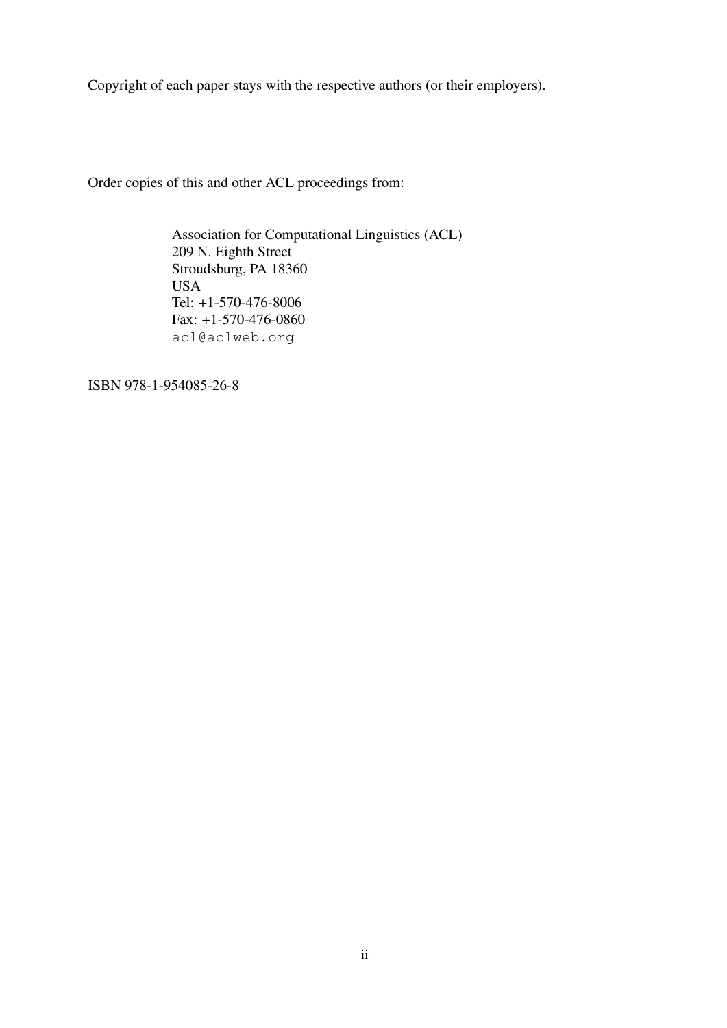Copyright of each paper stays with the respective authors (or their employers).

Order copies of this and other ACL proceedings from:

> Association for Computational Linguistics (ACL)
> 209 N. Eighth Street
> Stroudsburg, PA 18360
> USA
> Tel: +1-570-476-8006
> Fax: +1-570-476-0860
> `acl@aclweb.org`

ISBN 978-1-954085-26-8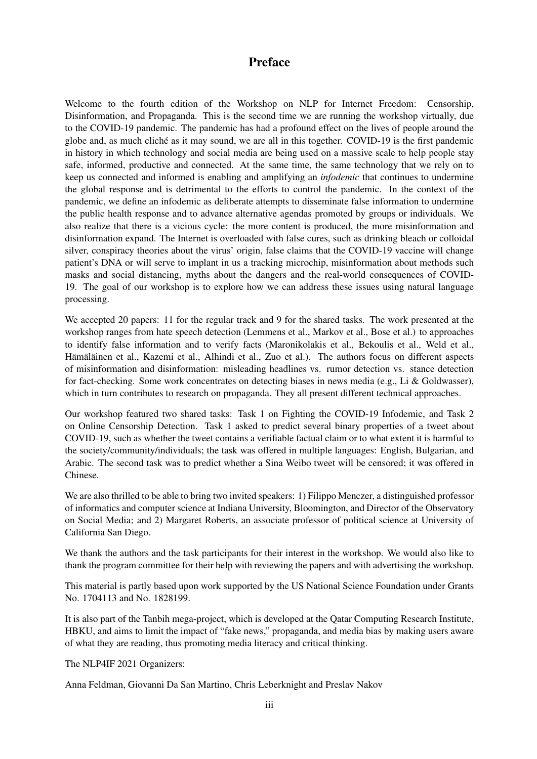# Preface

Welcome to the fourth edition of the Workshop on NLP for Internet Freedom: Censorship, Disinformation, and Propaganda. This is the second time we are running the workshop virtually, due to the COVID-19 pandemic. The pandemic has had a profound effect on the lives of people around the globe and, as much cliché as it may sound, we are all in this together. COVID-19 is the first pandemic in history in which technology and social media are being used on a massive scale to help people stay safe, informed, productive and connected. At the same time, the same technology that we rely on to keep us connected and informed is enabling and amplifying an *infodemic* that continues to undermine the global response and is detrimental to the efforts to control the pandemic. In the context of the pandemic, we define an infodemic as deliberate attempts to disseminate false information to undermine the public health response and to advance alternative agendas promoted by groups or individuals. We also realize that there is a vicious cycle: the more content is produced, the more misinformation and disinformation expand. The Internet is overloaded with false cures, such as drinking bleach or colloidal silver, conspiracy theories about the virus' origin, false claims that the COVID-19 vaccine will change patient's DNA or will serve to implant in us a tracking microchip, misinformation about methods such masks and social distancing, myths about the dangers and the real-world consequences of COVID-19. The goal of our workshop is to explore how we can address these issues using natural language processing.

We accepted 20 papers: 11 for the regular track and 9 for the shared tasks. The work presented at the workshop ranges from hate speech detection (Lemmens et al., Markov et al., Bose et al.) to approaches to identify false information and to verify facts (Maronikolakis et al., Bekoulis et al., Weld et al., Hämäläinen et al., Kazemi et al., Alhindi et al., Zuo et al.). The authors focus on different aspects of misinformation and disinformation: misleading headlines vs. rumor detection vs. stance detection for fact-checking. Some work concentrates on detecting biases in news media (e.g., Li & Goldwasser), which in turn contributes to research on propaganda. They all present different technical approaches.

Our workshop featured two shared tasks: Task 1 on Fighting the COVID-19 Infodemic, and Task 2 on Online Censorship Detection. Task 1 asked to predict several binary properties of a tweet about COVID-19, such as whether the tweet contains a verifiable factual claim or to what extent it is harmful to the society/community/individuals; the task was offered in multiple languages: English, Bulgarian, and Arabic. The second task was to predict whether a Sina Weibo tweet will be censored; it was offered in Chinese.

We are also thrilled to be able to bring two invited speakers: 1) Filippo Menczer, a distinguished professor of informatics and computer science at Indiana University, Bloomington, and Director of the Observatory on Social Media; and 2) Margaret Roberts, an associate professor of political science at University of California San Diego.

We thank the authors and the task participants for their interest in the workshop. We would also like to thank the program committee for their help with reviewing the papers and with advertising the workshop.

This material is partly based upon work supported by the US National Science Foundation under Grants No. 1704113 and No. 1828199.

It is also part of the Tanbih mega-project, which is developed at the Qatar Computing Research Institute, HBKU, and aims to limit the impact of "fake news," propaganda, and media bias by making users aware of what they are reading, thus promoting media literacy and critical thinking.

The NLP4IF 2021 Organizers:

Anna Feldman, Giovanni Da San Martino, Chris Leberknight and Preslav Nakov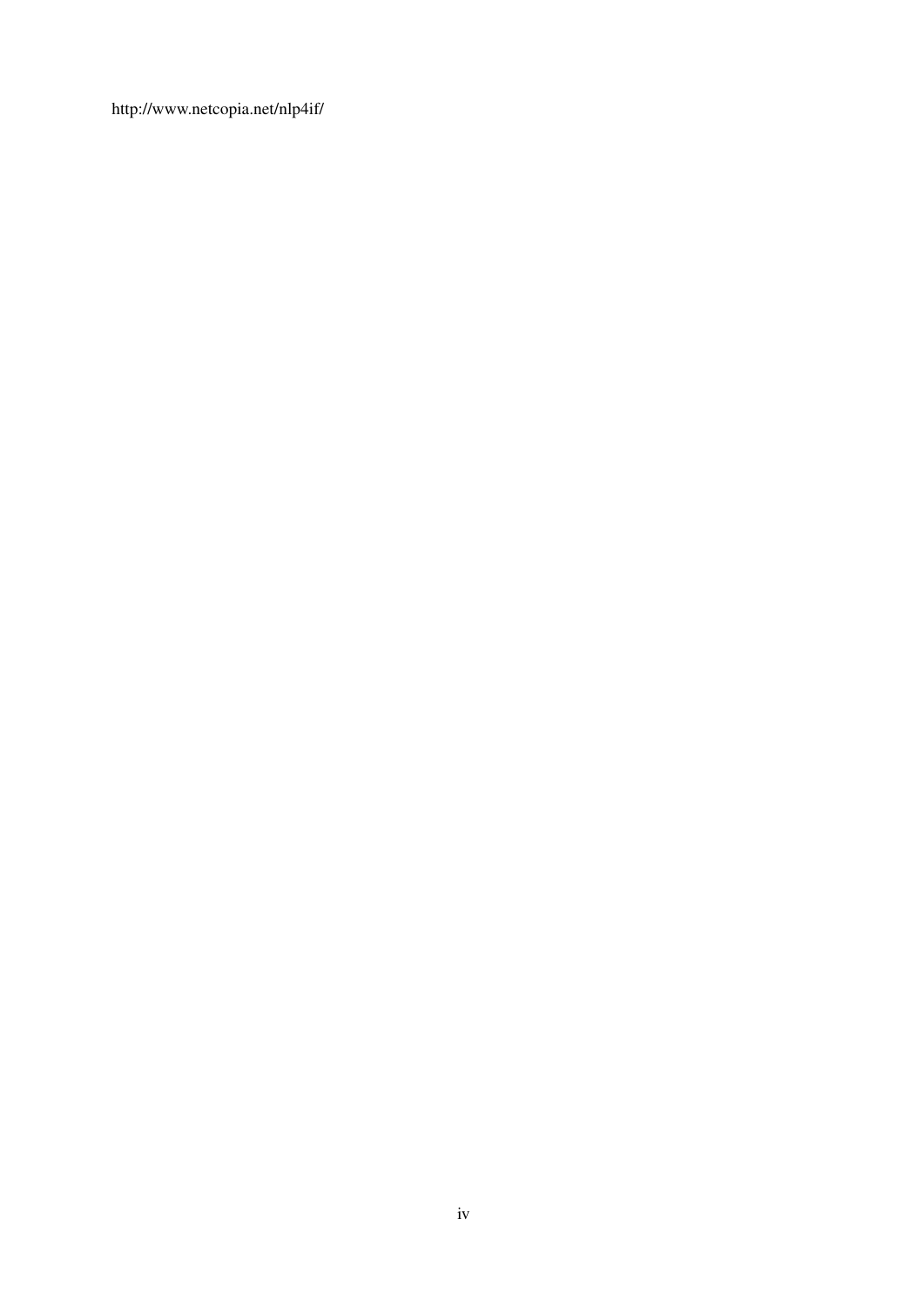http://www.netcopia.net/nlp4if/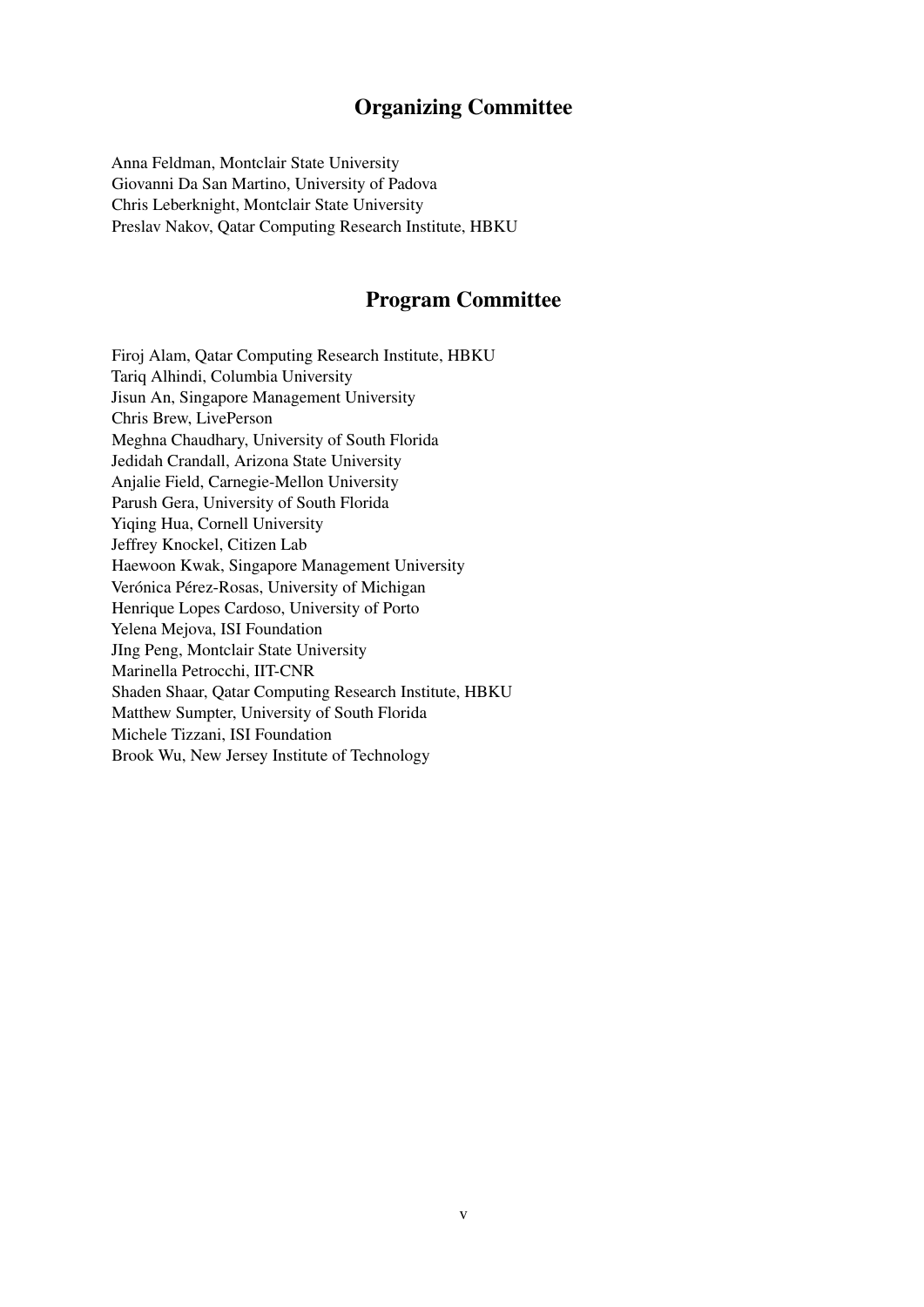# Organizing Committee

Anna Feldman, Montclair State University
Giovanni Da San Martino, University of Padova
Chris Leberknight, Montclair State University
Preslav Nakov, Qatar Computing Research Institute, HBKU

# Program Committee

Firoj Alam, Qatar Computing Research Institute, HBKU
Tariq Alhindi, Columbia University
Jisun An, Singapore Management University
Chris Brew, LivePerson
Meghna Chaudhary, University of South Florida
Jedidah Crandall, Arizona State University
Anjalie Field, Carnegie-Mellon University
Parush Gera, University of South Florida
Yiqing Hua, Cornell University
Jeffrey Knockel, Citizen Lab
Haewoon Kwak, Singapore Management University
Verónica Pérez-Rosas, University of Michigan
Henrique Lopes Cardoso, University of Porto
Yelena Mejova, ISI Foundation
JIng Peng, Montclair State University
Marinella Petrocchi, IIT-CNR
Shaden Shaar, Qatar Computing Research Institute, HBKU
Matthew Sumpter, University of South Florida
Michele Tizzani, ISI Foundation
Brook Wu, New Jersey Institute of Technology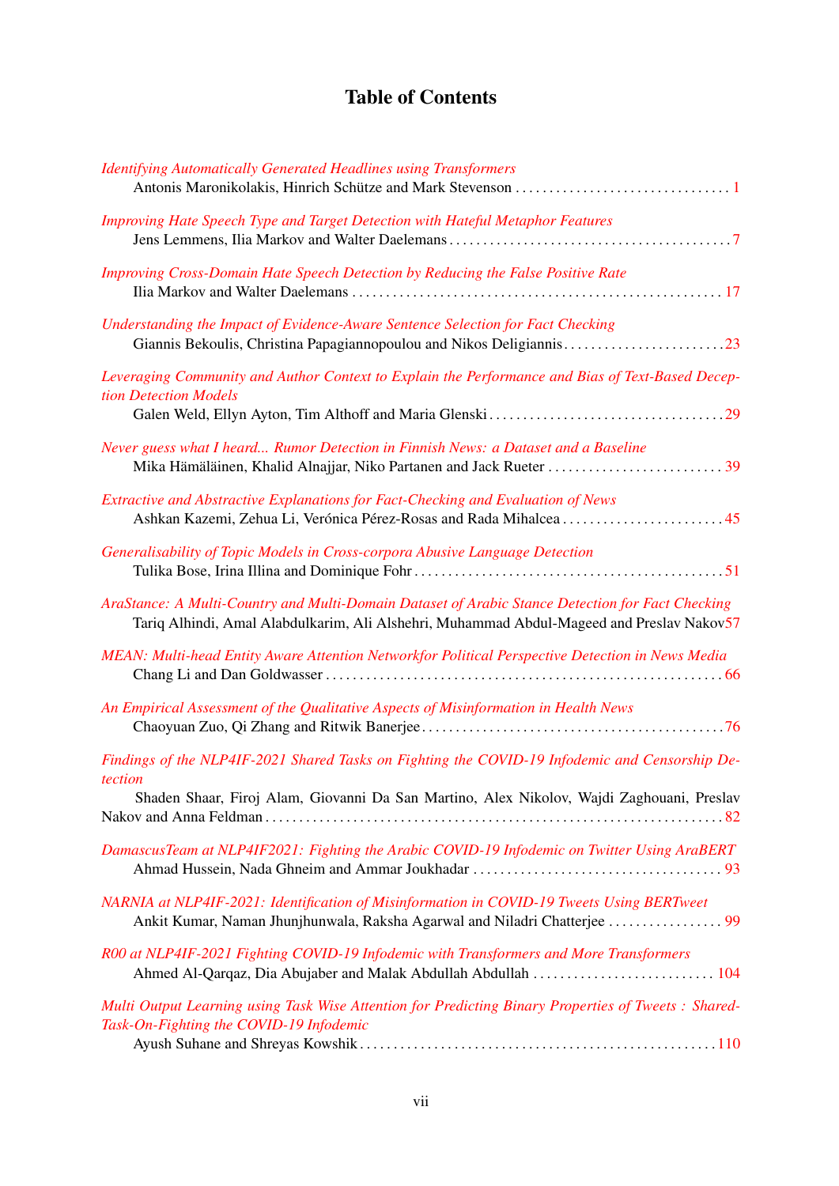# Table of Contents

*Identifying Automatically Generated Headlines using Transformers*
Antonis Maronikolakis, Hinrich Schütze and Mark Stevenson . . . . . . . . . . . . . . . . . . . . . . . . . . . . . . . . 1

*Improving Hate Speech Type and Target Detection with Hateful Metaphor Features*
Jens Lemmens, Ilia Markov and Walter Daelemans . . . . . . . . . . . . . . . . . . . . . . . . . . . . . . . . . . . . . . . . . . 7

*Improving Cross-Domain Hate Speech Detection by Reducing the False Positive Rate*
Ilia Markov and Walter Daelemans . . . . . . . . . . . . . . . . . . . . . . . . . . . . . . . . . . . . . . . . . . . . . . . . . . . . . . 17

*Understanding the Impact of Evidence-Aware Sentence Selection for Fact Checking*
Giannis Bekoulis, Christina Papagiannopoulou and Nikos Deligiannis . . . . . . . . . . . . . . . . . . . . . . . . 23

*Leveraging Community and Author Context to Explain the Performance and Bias of Text-Based Deception Detection Models*
Galen Weld, Ellyn Ayton, Tim Althoff and Maria Glenski . . . . . . . . . . . . . . . . . . . . . . . . . . . . . . . . . . . 29

*Never guess what I heard... Rumor Detection in Finnish News: a Dataset and a Baseline*
Mika Hämäläinen, Khalid Alnajjar, Niko Partanen and Jack Rueter . . . . . . . . . . . . . . . . . . . . . . . . . . 39

*Extractive and Abstractive Explanations for Fact-Checking and Evaluation of News*
Ashkan Kazemi, Zehua Li, Verónica Pérez-Rosas and Rada Mihalcea . . . . . . . . . . . . . . . . . . . . . . . . 45

*Generalisability of Topic Models in Cross-corpora Abusive Language Detection*
Tulika Bose, Irina Illina and Dominique Fohr . . . . . . . . . . . . . . . . . . . . . . . . . . . . . . . . . . . . . . . . . . . . . 51

*AraStance: A Multi-Country and Multi-Domain Dataset of Arabic Stance Detection for Fact Checking*
Tariq Alhindi, Amal Alabdulkarim, Ali Alshehri, Muhammad Abdul-Mageed and Preslav Nakov 57

*MEAN: Multi-head Entity Aware Attention Networkfor Political Perspective Detection in News Media*
Chang Li and Dan Goldwasser . . . . . . . . . . . . . . . . . . . . . . . . . . . . . . . . . . . . . . . . . . . . . . . . . . . . . . . . . . 66

*An Empirical Assessment of the Qualitative Aspects of Misinformation in Health News*
Chaoyuan Zuo, Qi Zhang and Ritwik Banerjee . . . . . . . . . . . . . . . . . . . . . . . . . . . . . . . . . . . . . . . . . . . . . 76

*Findings of the NLP4IF-2021 Shared Tasks on Fighting the COVID-19 Infodemic and Censorship Detection*
Shaden Shaar, Firoj Alam, Giovanni Da San Martino, Alex Nikolov, Wajdi Zaghouani, Preslav Nakov and Anna Feldman . . . . . . . . . . . . . . . . . . . . . . . . . . . . . . . . . . . . . . . . . . . . . . . . . . . . . . . . . . . . . . . . . 82

*DamascusTeam at NLP4IF2021: Fighting the Arabic COVID-19 Infodemic on Twitter Using AraBERT*
Ahmad Hussein, Nada Ghneim and Ammar Joukhadar . . . . . . . . . . . . . . . . . . . . . . . . . . . . . . . . . . . . . . 93

*NARNIA at NLP4IF-2021: Identification of Misinformation in COVID-19 Tweets Using BERTweet*
Ankit Kumar, Naman Jhunjhunwala, Raksha Agarwal and Niladri Chatterjee . . . . . . . . . . . . . . . . . 99

*R00 at NLP4IF-2021 Fighting COVID-19 Infodemic with Transformers and More Transformers*
Ahmed Al-Qarqaz, Dia Abujaber and Malak Abdullah Abdullah . . . . . . . . . . . . . . . . . . . . . . . . . . . 104

*Multi Output Learning using Task Wise Attention for Predicting Binary Properties of Tweets : Shared-Task-On-Fighting the COVID-19 Infodemic*
Ayush Suhane and Shreyas Kowshik . . . . . . . . . . . . . . . . . . . . . . . . . . . . . . . . . . . . . . . . . . . . . . . . . . . . 110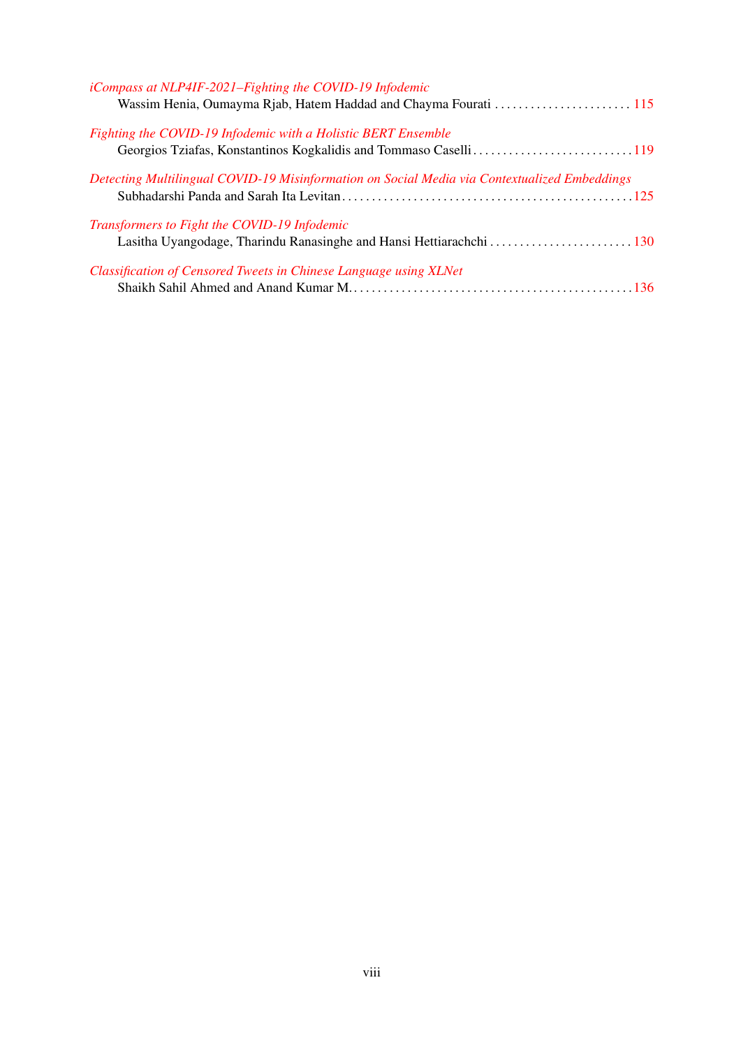*iCompass at NLP4IF-2021–Fighting the COVID-19 Infodemic*
Wassim Henia, Oumayma Rjab, Hatem Haddad and Chayma Fourati . . . . . . . . . . . . . . . . . . . . . . . 115

*Fighting the COVID-19 Infodemic with a Holistic BERT Ensemble*
Georgios Tziafas, Konstantinos Kogkalidis and Tommaso Caselli . . . . . . . . . . . . . . . . . . . . . . . . . . . 119

*Detecting Multilingual COVID-19 Misinformation on Social Media via Contextualized Embeddings*
Subhadarshi Panda and Sarah Ita Levitan . . . . . . . . . . . . . . . . . . . . . . . . . . . . . . . . . . . . . . . . . . . . . . . . 125

*Transformers to Fight the COVID-19 Infodemic*
Lasitha Uyangodage, Tharindu Ranasinghe and Hansi Hettiarachchi . . . . . . . . . . . . . . . . . . . . . . . . 130

*Classification of Censored Tweets in Chinese Language using XLNet*
Shaikh Sahil Ahmed and Anand Kumar M. . . . . . . . . . . . . . . . . . . . . . . . . . . . . . . . . . . . . . . . . . . . . . . 136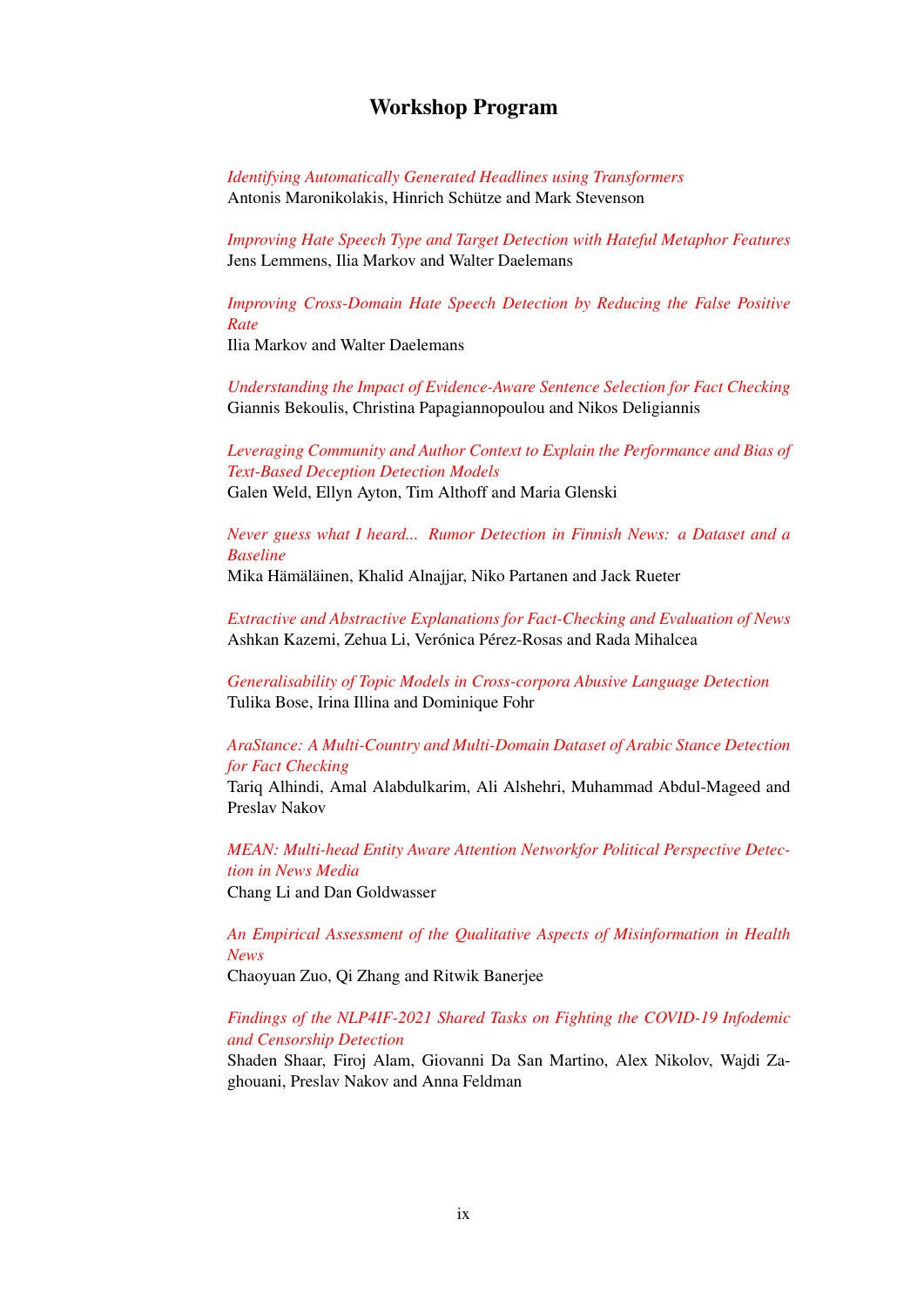# Workshop Program

*Identifying Automatically Generated Headlines using Transformers*
Antonis Maronikolakis, Hinrich Schütze and Mark Stevenson

*Improving Hate Speech Type and Target Detection with Hateful Metaphor Features*
Jens Lemmens, Ilia Markov and Walter Daelemans

*Improving Cross-Domain Hate Speech Detection by Reducing the False Positive Rate*
Ilia Markov and Walter Daelemans

*Understanding the Impact of Evidence-Aware Sentence Selection for Fact Checking*
Giannis Bekoulis, Christina Papagiannopoulou and Nikos Deligiannis

*Leveraging Community and Author Context to Explain the Performance and Bias of Text-Based Deception Detection Models*
Galen Weld, Ellyn Ayton, Tim Althoff and Maria Glenski

*Never guess what I heard... Rumor Detection in Finnish News: a Dataset and a Baseline*
Mika Hämäläinen, Khalid Alnajjar, Niko Partanen and Jack Rueter

*Extractive and Abstractive Explanations for Fact-Checking and Evaluation of News*
Ashkan Kazemi, Zehua Li, Verónica Pérez-Rosas and Rada Mihalcea

*Generalisability of Topic Models in Cross-corpora Abusive Language Detection*
Tulika Bose, Irina Illina and Dominique Fohr

*AraStance: A Multi-Country and Multi-Domain Dataset of Arabic Stance Detection for Fact Checking*
Tariq Alhindi, Amal Alabdulkarim, Ali Alshehri, Muhammad Abdul-Mageed and Preslav Nakov

*MEAN: Multi-head Entity Aware Attention Networkfor Political Perspective Detection in News Media*
Chang Li and Dan Goldwasser

*An Empirical Assessment of the Qualitative Aspects of Misinformation in Health News*
Chaoyuan Zuo, Qi Zhang and Ritwik Banerjee

*Findings of the NLP4IF-2021 Shared Tasks on Fighting the COVID-19 Infodemic and Censorship Detection*
Shaden Shaar, Firoj Alam, Giovanni Da San Martino, Alex Nikolov, Wajdi Zaghouani, Preslav Nakov and Anna Feldman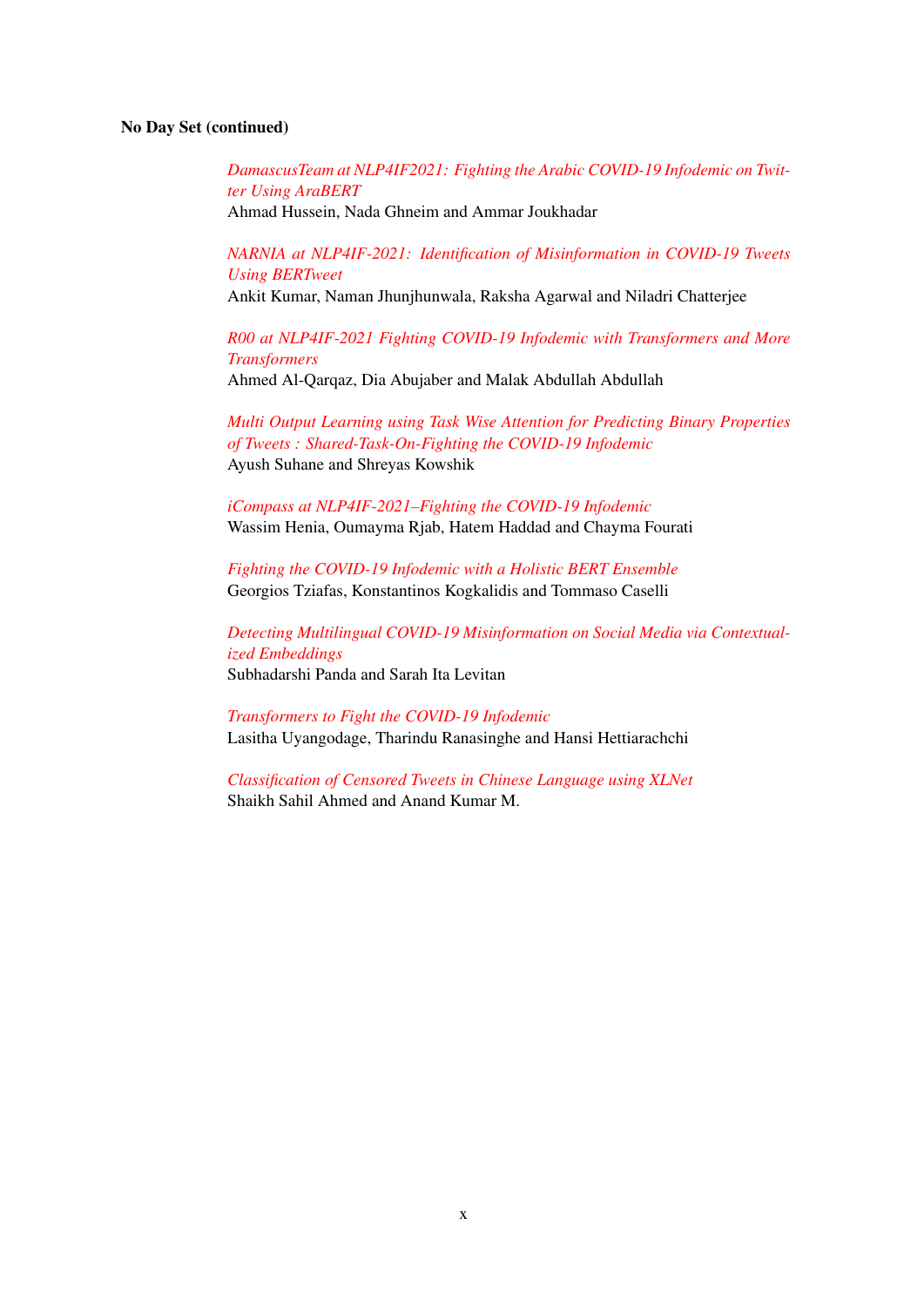**No Day Set (continued)**

*DamascusTeam at NLP4IF2021: Fighting the Arabic COVID-19 Infodemic on Twitter Using AraBERT*
Ahmad Hussein, Nada Ghneim and Ammar Joukhadar

*NARNIA at NLP4IF-2021: Identification of Misinformation in COVID-19 Tweets Using BERTweet*
Ankit Kumar, Naman Jhunjhunwala, Raksha Agarwal and Niladri Chatterjee

*R00 at NLP4IF-2021 Fighting COVID-19 Infodemic with Transformers and More Transformers*
Ahmed Al-Qarqaz, Dia Abujaber and Malak Abdullah Abdullah

*Multi Output Learning using Task Wise Attention for Predicting Binary Properties of Tweets : Shared-Task-On-Fighting the COVID-19 Infodemic*
Ayush Suhane and Shreyas Kowshik

*iCompass at NLP4IF-2021–Fighting the COVID-19 Infodemic*
Wassim Henia, Oumayma Rjab, Hatem Haddad and Chayma Fourati

*Fighting the COVID-19 Infodemic with a Holistic BERT Ensemble*
Georgios Tziafas, Konstantinos Kogkalidis and Tommaso Caselli

*Detecting Multilingual COVID-19 Misinformation on Social Media via Contextualized Embeddings*
Subhadarshi Panda and Sarah Ita Levitan

*Transformers to Fight the COVID-19 Infodemic*
Lasitha Uyangodage, Tharindu Ranasinghe and Hansi Hettiarachchi

*Classification of Censored Tweets in Chinese Language using XLNet*
Shaikh Sahil Ahmed and Anand Kumar M.